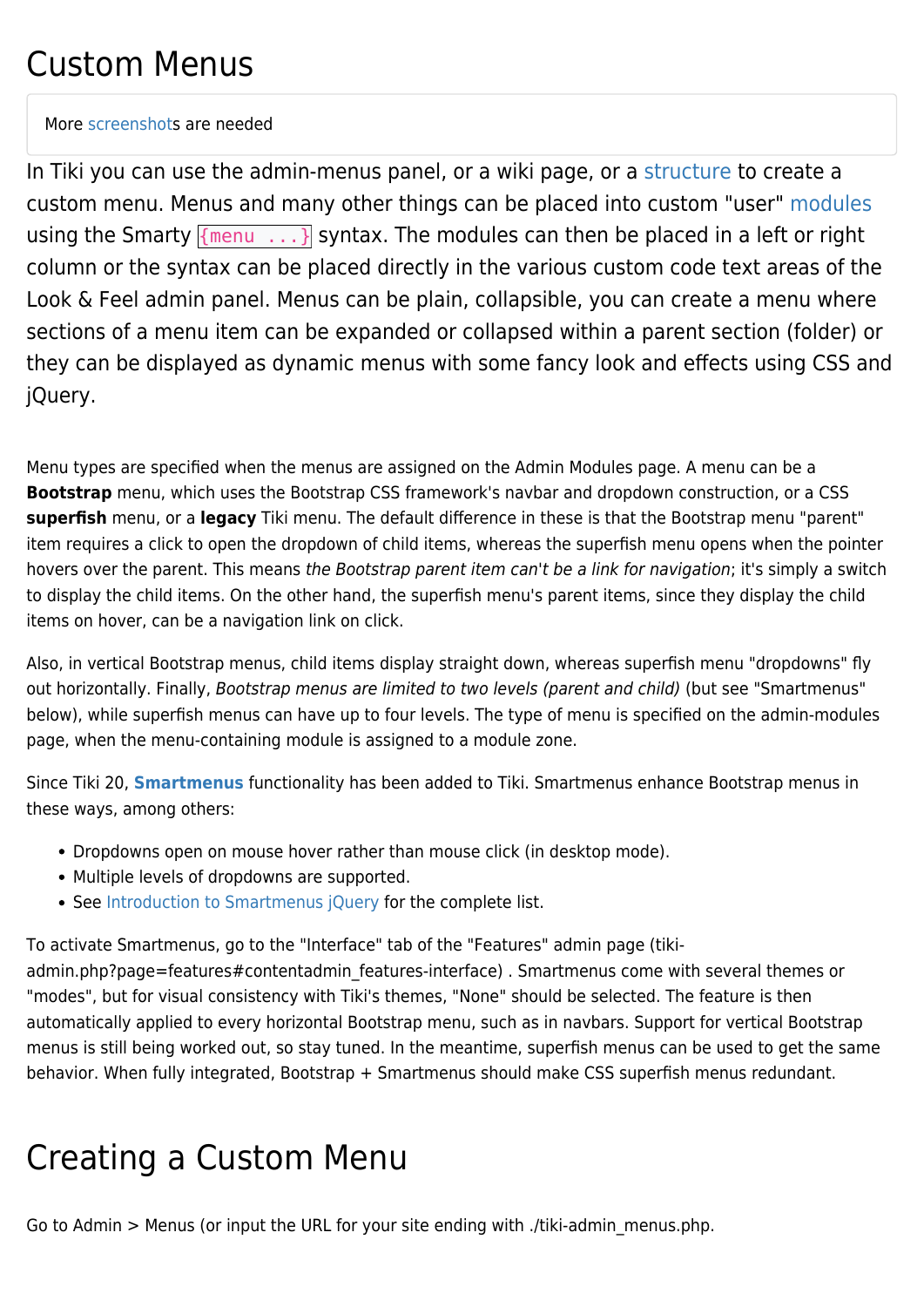# Custom Menus

More screenshots are needed

In Tiki you can use the admin-menus panel, or a wiki page, or a structure to create a custom menu. Menus and many other things can be placed into custom "user" modules using the Smarty `{menu ...}` syntax. The modules can then be placed in a left or right column or the syntax can be placed directly in the various custom code text areas of the Look & Feel admin panel. Menus can be plain, collapsible, you can create a menu where sections of a menu item can be expanded or collapsed within a parent section (folder) or they can be displayed as dynamic menus with some fancy look and effects using CSS and jQuery.

Menu types are specified when the menus are assigned on the Admin Modules page. A menu can be a **Bootstrap** menu, which uses the Bootstrap CSS framework's navbar and dropdown construction, or a CSS **superfish** menu, or a **legacy** Tiki menu. The default difference in these is that the Bootstrap menu "parent" item requires a click to open the dropdown of child items, whereas the superfish menu opens when the pointer hovers over the parent. This means *the Bootstrap parent item can't be a link for navigation*; it's simply a switch to display the child items. On the other hand, the superfish menu's parent items, since they display the child items on hover, can be a navigation link on click.

Also, in vertical Bootstrap menus, child items display straight down, whereas superfish menu "dropdowns" fly out horizontally. Finally, *Bootstrap menus are limited to two levels (parent and child)* (but see "Smartmenus" below), while superfish menus can have up to four levels. The type of menu is specified on the admin-modules page, when the menu-containing module is assigned to a module zone.

Since Tiki 20, **Smartmenus** functionality has been added to Tiki. Smartmenus enhance Bootstrap menus in these ways, among others:

- Dropdowns open on mouse hover rather than mouse click (in desktop mode).
- Multiple levels of dropdowns are supported.
- See Introduction to Smartmenus jQuery for the complete list.

To activate Smartmenus, go to the "Interface" tab of the "Features" admin page (tiki-admin.php?page=features#contentadmin_features-interface) . Smartmenus come with several themes or "modes", but for visual consistency with Tiki's themes, "None" should be selected. The feature is then automatically applied to every horizontal Bootstrap menu, such as in navbars. Support for vertical Bootstrap menus is still being worked out, so stay tuned. In the meantime, superfish menus can be used to get the same behavior. When fully integrated, Bootstrap + Smartmenus should make CSS superfish menus redundant.

# Creating a Custom Menu

Go to Admin > Menus (or input the URL for your site ending with ./tiki-admin_menus.php.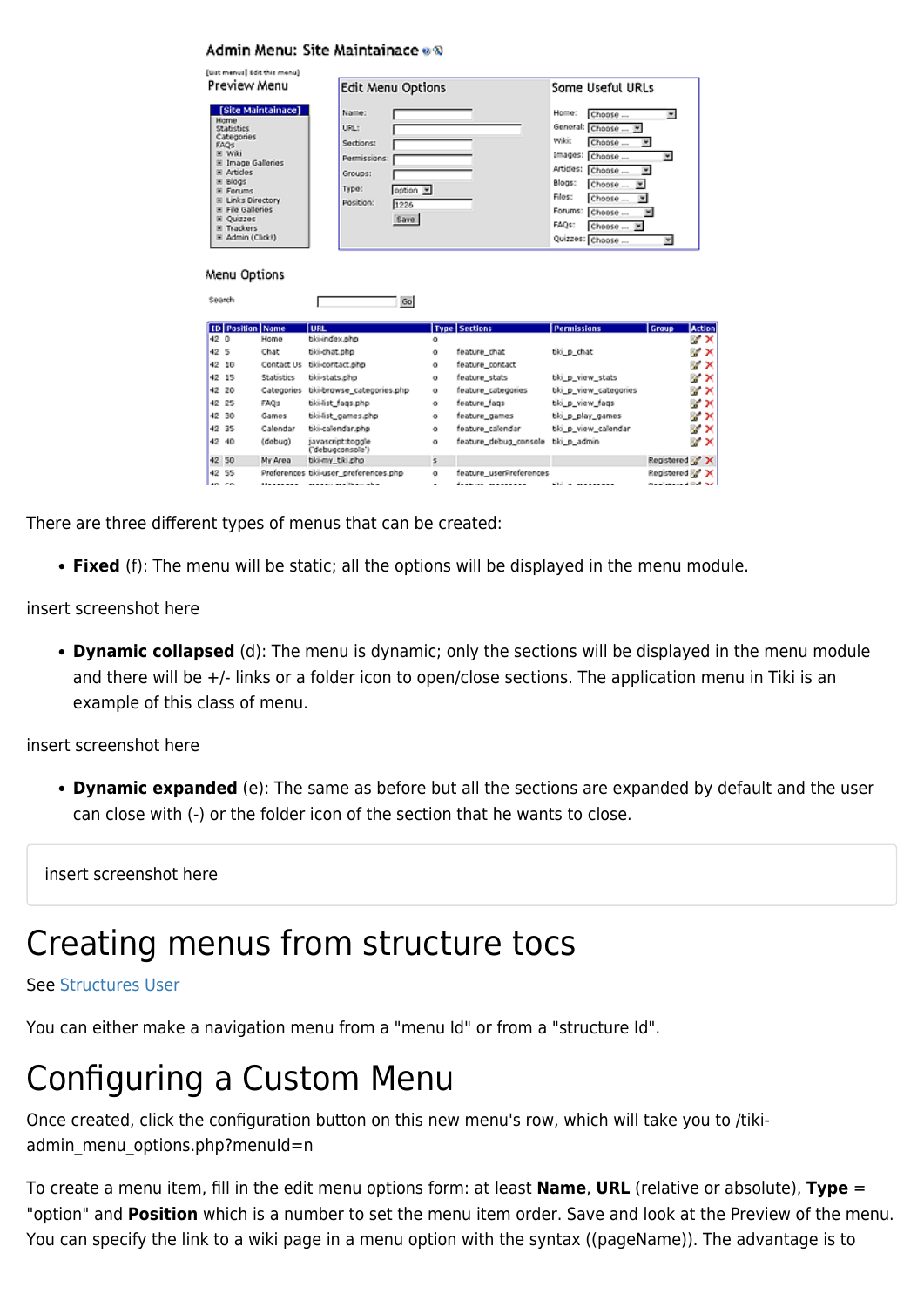There are three different types of menus that can be created:

- **Fixed** (f): The menu will be static; all the options will be displayed in the menu module.

insert screenshot here

- **Dynamic collapsed** (d): The menu is dynamic; only the sections will be displayed in the menu module and there will be +/- links or a folder icon to open/close sections. The application menu in Tiki is an example of this class of menu.

insert screenshot here

- **Dynamic expanded** (e): The same as before but all the sections are expanded by default and the user can close with (-) or the folder icon of the section that he wants to close.

```
insert screenshot here
```

# Creating menus from structure tocs

See Structures User

You can either make a navigation menu from a "menu Id" or from a "structure Id".

# Configuring a Custom Menu

Once created, click the configuration button on this new menu's row, which will take you to /tiki-admin_menu_options.php?menuId=n

To create a menu item, fill in the edit menu options form: at least **Name**, **URL** (relative or absolute), **Type** = "option" and **Position** which is a number to set the menu item order. Save and look at the Preview of the menu. You can specify the link to a wiki page in a menu option with the syntax ((pageName)). The advantage is to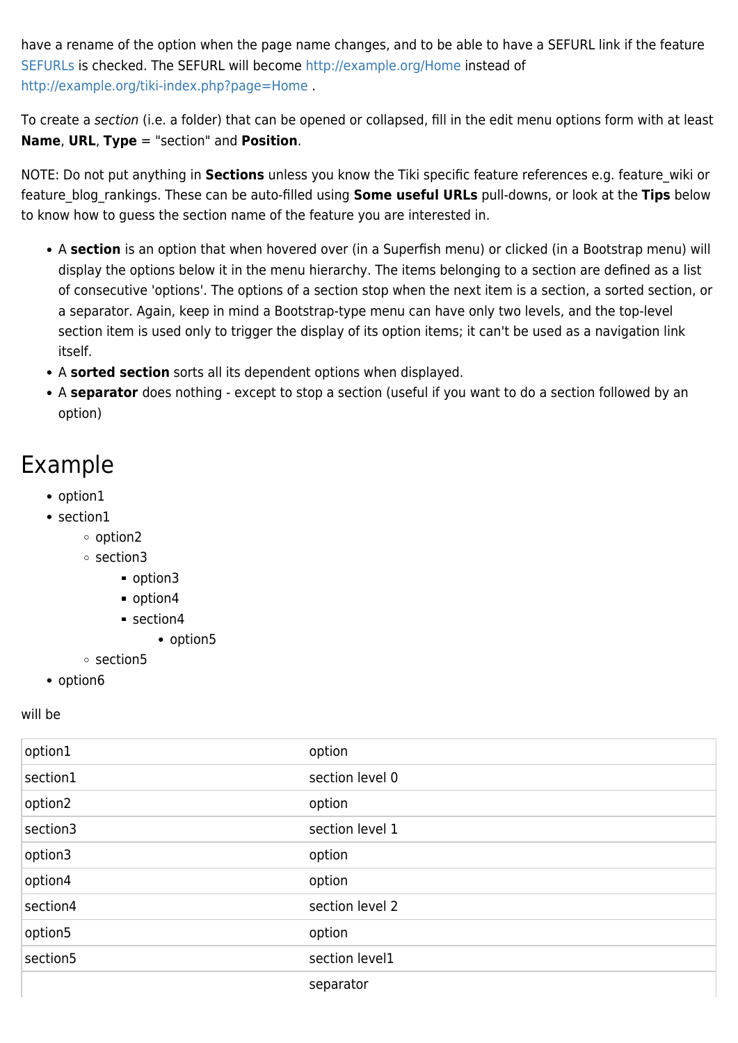have a rename of the option when the page name changes, and to be able to have a SEFURL link if the feature SEFURLs is checked. The SEFURL will become http://example.org/Home instead of http://example.org/tiki-index.php?page=Home .

To create a *section* (i.e. a folder) that can be opened or collapsed, fill in the edit menu options form with at least **Name**, **URL**, **Type** = "section" and **Position**.

NOTE: Do not put anything in **Sections** unless you know the Tiki specific feature references e.g. feature_wiki or feature_blog_rankings. These can be auto-filled using **Some useful URLs** pull-downs, or look at the **Tips** below to know how to guess the section name of the feature you are interested in.

- A **section** is an option that when hovered over (in a Superfish menu) or clicked (in a Bootstrap menu) will display the options below it in the menu hierarchy. The items belonging to a section are defined as a list of consecutive 'options'. The options of a section stop when the next item is a section, a sorted section, or a separator. Again, keep in mind a Bootstrap-type menu can have only two levels, and the top-level section item is used only to trigger the display of its option items; it can't be used as a navigation link itself.
- A **sorted section** sorts all its dependent options when displayed.
- A **separator** does nothing - except to stop a section (useful if you want to do a section followed by an option)

# Example

- option1
- section1
  - option2
  - section3
    - option3
    - option4
    - section4
      - option5
  - section5
- option6

will be

| | |
|---|---|
| option1 | option |
| section1 | section level 0 |
| option2 | option |
| section3 | section level 1 |
| option3 | option |
| option4 | option |
| section4 | section level 2 |
| option5 | option |
| section5 | section level1 |
| | separator |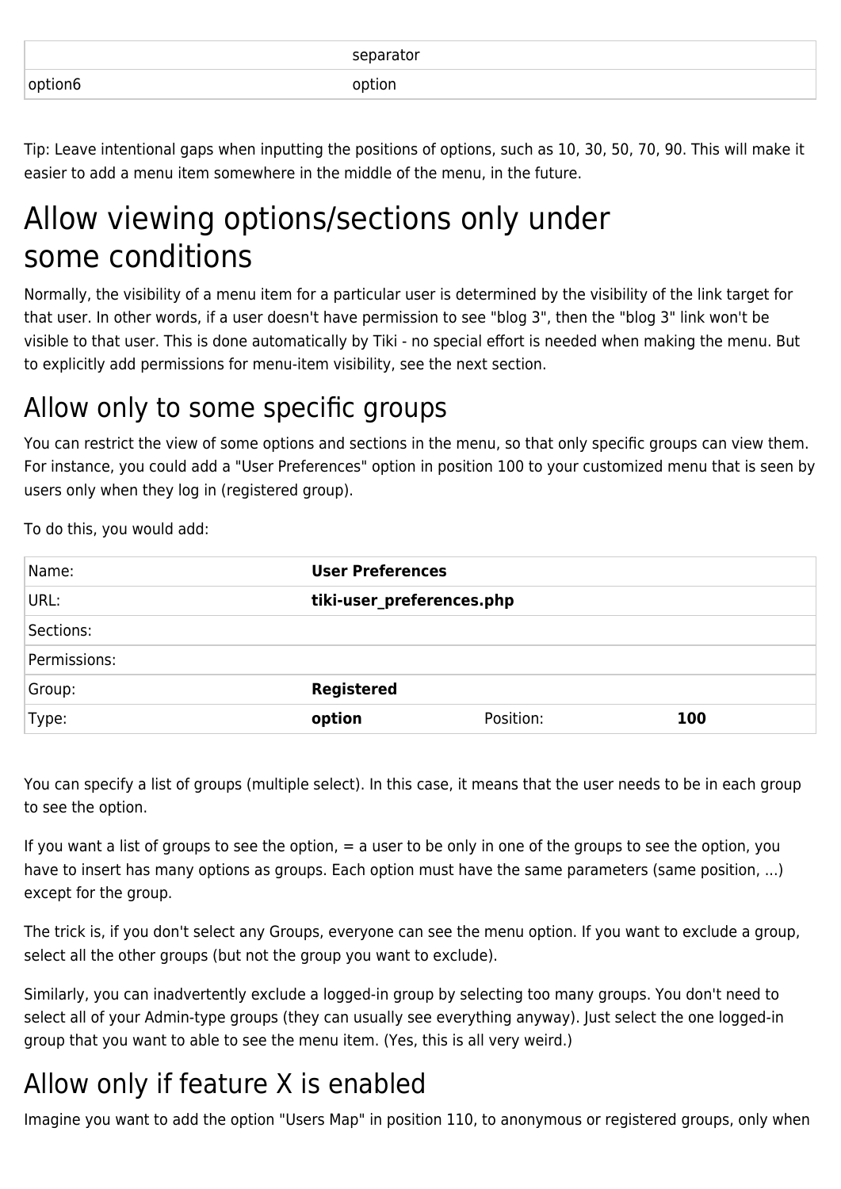| | |
|---|---|
| | separator |
| option6 | option |

Tip: Leave intentional gaps when inputting the positions of options, such as 10, 30, 50, 70, 90. This will make it easier to add a menu item somewhere in the middle of the menu, in the future.

# Allow viewing options/sections only under some conditions

Normally, the visibility of a menu item for a particular user is determined by the visibility of the link target for that user. In other words, if a user doesn't have permission to see "blog 3", then the "blog 3" link won't be visible to that user. This is done automatically by Tiki - no special effort is needed when making the menu. But to explicitly add permissions for menu-item visibility, see the next section.

## Allow only to some specific groups

You can restrict the view of some options and sections in the menu, so that only specific groups can view them. For instance, you could add a "User Preferences" option in position 100 to your customized menu that is seen by users only when they log in (registered group).

To do this, you would add:

| | | | |
|---|---|---|---|
| Name: | **User Preferences** | | |
| URL: | **tiki-user_preferences.php** | | |
| Sections: | | | |
| Permissions: | | | |
| Group: | **Registered** | | |
| Type: | **option** | Position: | **100** |

You can specify a list of groups (multiple select). In this case, it means that the user needs to be in each group to see the option.

If you want a list of groups to see the option, = a user to be only in one of the groups to see the option, you have to insert has many options as groups. Each option must have the same parameters (same position, ...) except for the group.

The trick is, if you don't select any Groups, everyone can see the menu option. If you want to exclude a group, select all the other groups (but not the group you want to exclude).

Similarly, you can inadvertently exclude a logged-in group by selecting too many groups. You don't need to select all of your Admin-type groups (they can usually see everything anyway). Just select the one logged-in group that you want to able to see the menu item. (Yes, this is all very weird.)

## Allow only if feature X is enabled

Imagine you want to add the option "Users Map" in position 110, to anonymous or registered groups, only when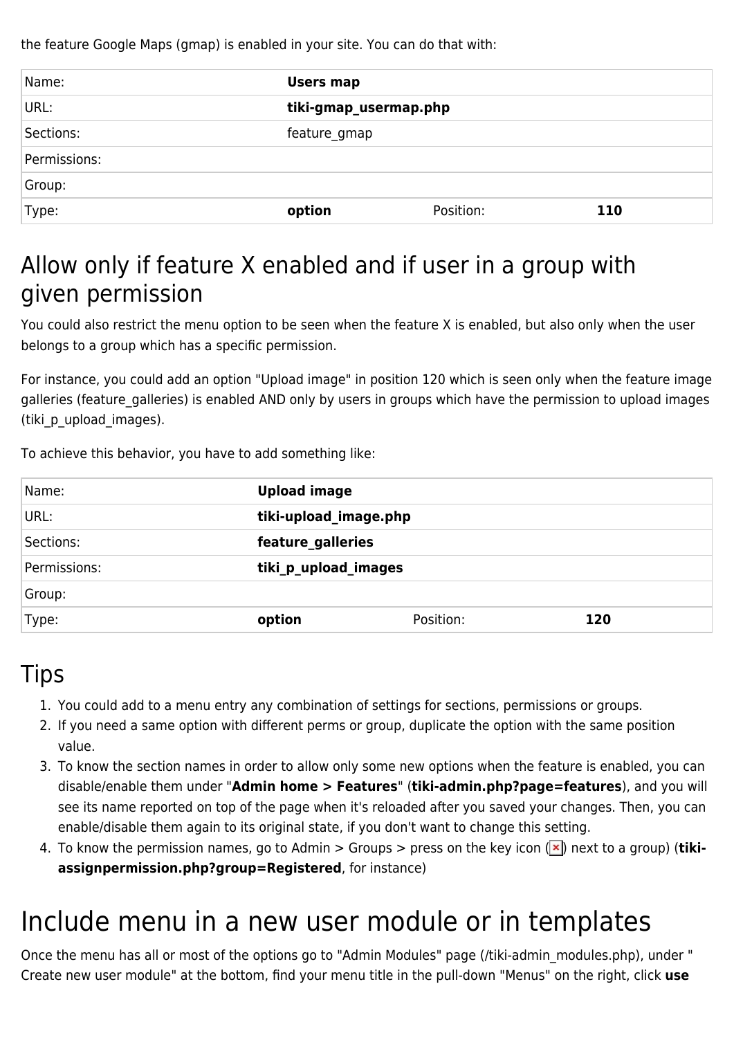the feature Google Maps (gmap) is enabled in your site. You can do that with:

| | | | |
|---|---|---|---|
| Name: | **Users map** | | |
| URL: | **tiki-gmap_usermap.php** | | |
| Sections: | feature_gmap | | |
| Permissions: | | | |
| Group: | | | |
| Type: | **option** | Position: | **110** |

# Allow only if feature X enabled and if user in a group with given permission

You could also restrict the menu option to be seen when the feature X is enabled, but also only when the user belongs to a group which has a specific permission.

For instance, you could add an option "Upload image" in position 120 which is seen only when the feature image galleries (feature_galleries) is enabled AND only by users in groups which have the permission to upload images (tiki_p_upload_images).

To achieve this behavior, you have to add something like:

| | | | |
|---|---|---|---|
| Name: | **Upload image** | | |
| URL: | **tiki-upload_image.php** | | |
| Sections: | **feature_galleries** | | |
| Permissions: | **tiki_p_upload_images** | | |
| Group: | | | |
| Type: | **option** | Position: | **120** |

# Tips

1. You could add to a menu entry any combination of settings for sections, permissions or groups.
2. If you need a same option with different perms or group, duplicate the option with the same position value.
3. To know the section names in order to allow only some new options when the feature is enabled, you can disable/enable them under "**Admin home > Features**" (**tiki-admin.php?page=features**), and you will see its name reported on top of the page when it's reloaded after you saved your changes. Then, you can enable/disable them again to its original state, if you don't want to change this setting.
4. To know the permission names, go to Admin > Groups > press on the key icon () next to a group) (**tiki-assignpermission.php?group=Registered**, for instance)

# Include menu in a new user module or in templates

Once the menu has all or most of the options go to "Admin Modules" page (/tiki-admin_modules.php), under " Create new user module" at the bottom, find your menu title in the pull-down "Menus" on the right, click **use**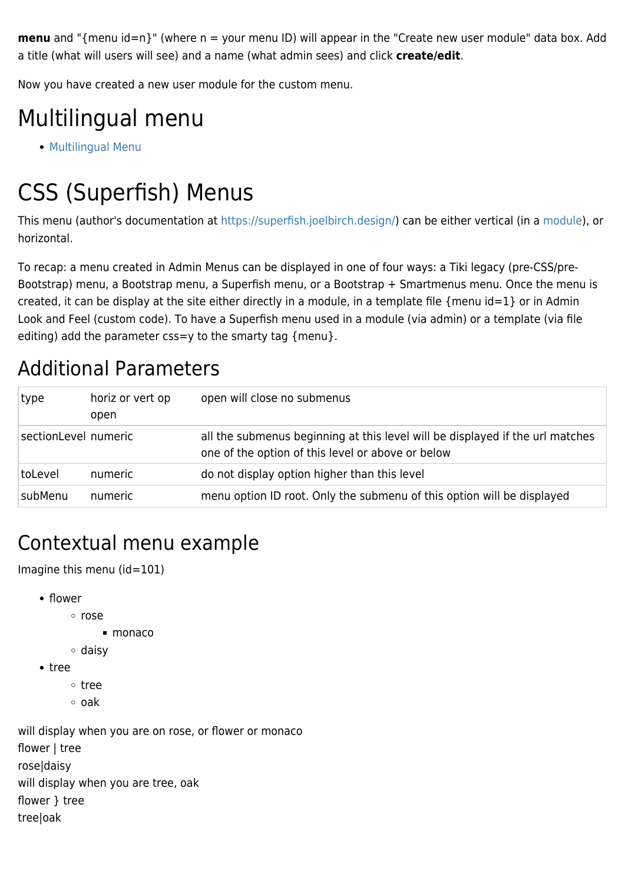**menu** and "{menu id=n}" (where n = your menu ID) will appear in the "Create new user module" data box. Add a title (what will users will see) and a name (what admin sees) and click **create/edit**.

Now you have created a new user module for the custom menu.

# Multilingual menu

- Multilingual Menu

# CSS (Superfish) Menus

This menu (author's documentation at https://superfish.joelbirch.design/) can be either vertical (in a module), or horizontal.

To recap: a menu created in Admin Menus can be displayed in one of four ways: a Tiki legacy (pre-CSS/pre-Bootstrap) menu, a Bootstrap menu, a Superfish menu, or a Bootstrap + Smartmenus menu. Once the menu is created, it can be display at the site either directly in a module, in a template file {menu id=1} or in Admin Look and Feel (custom code). To have a Superfish menu used in a module (via admin) or a template (via file editing) add the parameter css=y to the smarty tag {menu}.

## Additional Parameters

| type | horiz or vert op open | open will close no submenus |
|---|---|---|
| sectionLevel | numeric | all the submenus beginning at this level will be displayed if the url matches one of the option of this level or above or below |
| toLevel | numeric | do not display option higher than this level |
| subMenu | numeric | menu option ID root. Only the submenu of this option will be displayed |

# Contextual menu example

Imagine this menu (id=101)

- flower
  - rose
    - monaco
  - daisy
- tree
  - tree
  - oak

will display when you are on rose, or flower or monaco
flower | tree
rose|daisy
will display when you are tree, oak
flower } tree
tree|oak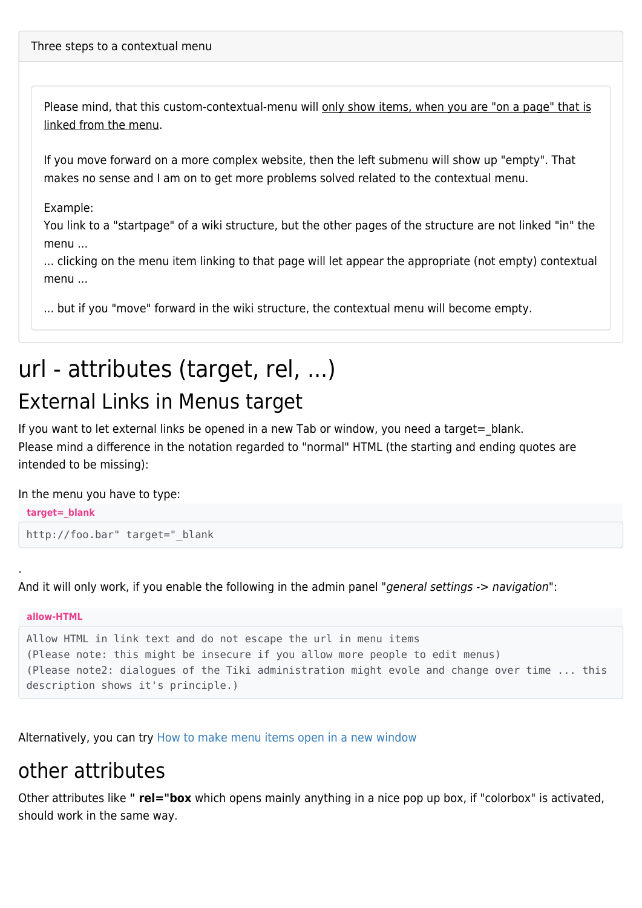Three steps to a contextual menu

> Please mind, that this custom-contextual-menu will only show items, when you are "on a page" that is linked from the menu.
>
> If you move forward on a more complex website, then the left submenu will show up "empty". That makes no sense and I am on to get more problems solved related to the contextual menu.
>
> Example:
> You link to a "startpage" of a wiki structure, but the other pages of the structure are not linked "in" the menu ...
> ... clicking on the menu item linking to that page will let appear the appropriate (not empty) contextual menu ...
>
> ... but if you "move" forward in the wiki structure, the contextual menu will become empty.

# url - attributes (target, rel, ...)

## External Links in Menus target

If you want to let external links be opened in a new Tab or window, you need a target=_blank.
Please mind a difference in the notation regarded to "normal" HTML (the starting and ending quotes are intended to be missing):

In the menu you have to type:

**target=_blank**

```
http://foo.bar" target="_blank
```

.
And it will only work, if you enable the following in the admin panel "*general settings -> navigation*":

**allow-HTML**

```
Allow HTML in link text and do not escape the url in menu items
(Please note: this might be insecure if you allow more people to edit menus)
(Please note2: dialogues of the Tiki administration might evolve and change over time ... this description shows it's principle.)
```

Alternatively, you can try How to make menu items open in a new window

## other attributes

Other attributes like **" rel="box** which opens mainly anything in a nice pop up box, if "colorbox" is activated, should work in the same way.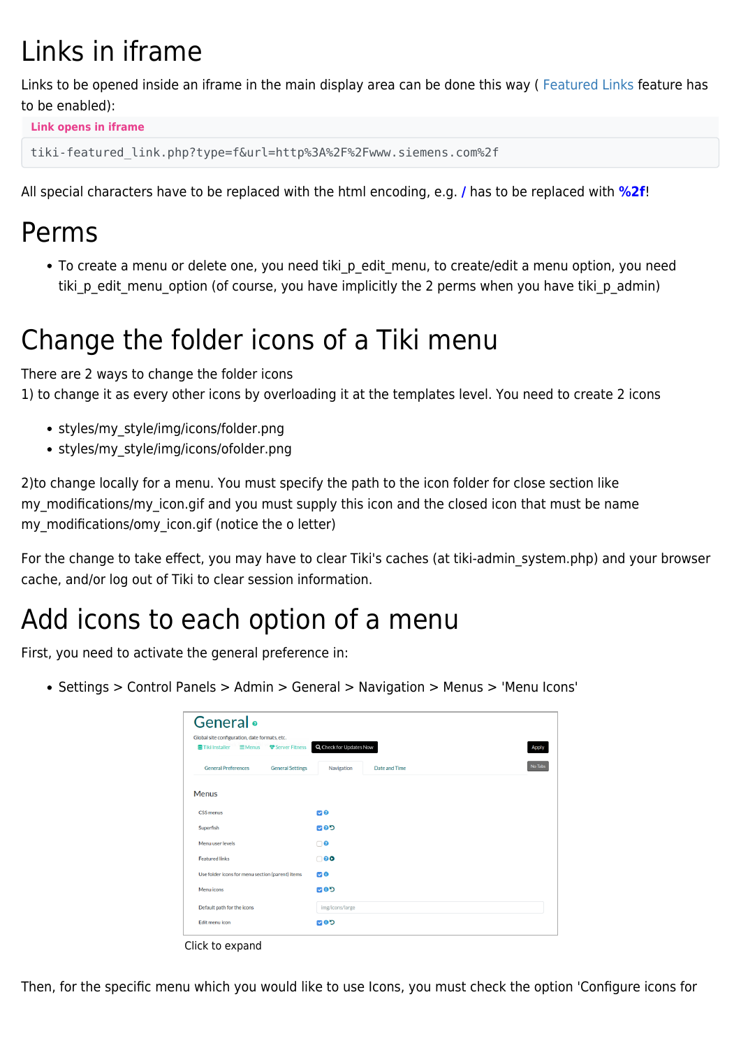# Links in iframe

Links to be opened inside an iframe in the main display area can be done this way ( Featured Links feature has to be enabled):

**Link opens in iframe**

```
tiki-featured_link.php?type=f&url=http%3A%2F%2Fwww.siemens.com%2f
```

All special characters have to be replaced with the html encoding, e.g. **/** has to be replaced with **%2f**!

# Perms

- To create a menu or delete one, you need tiki_p_edit_menu, to create/edit a menu option, you need tiki_p_edit_menu_option (of course, you have implicitly the 2 perms when you have tiki_p_admin)

# Change the folder icons of a Tiki menu

There are 2 ways to change the folder icons
1) to change it as every other icons by overloading it at the templates level. You need to create 2 icons

- styles/my_style/img/icons/folder.png
- styles/my_style/img/icons/ofolder.png

2)to change locally for a menu. You must specify the path to the icon folder for close section like my_modifications/my_icon.gif and you must supply this icon and the closed icon that must be name my_modifications/omy_icon.gif (notice the o letter)

For the change to take effect, you may have to clear Tiki's caches (at tiki-admin_system.php) and your browser cache, and/or log out of Tiki to clear session information.

# Add icons to each option of a menu

First, you need to activate the general preference in:

- Settings > Control Panels > Admin > General > Navigation > Menus > 'Menu Icons'

Click to expand

Then, for the specific menu which you would like to use Icons, you must check the option 'Configure icons for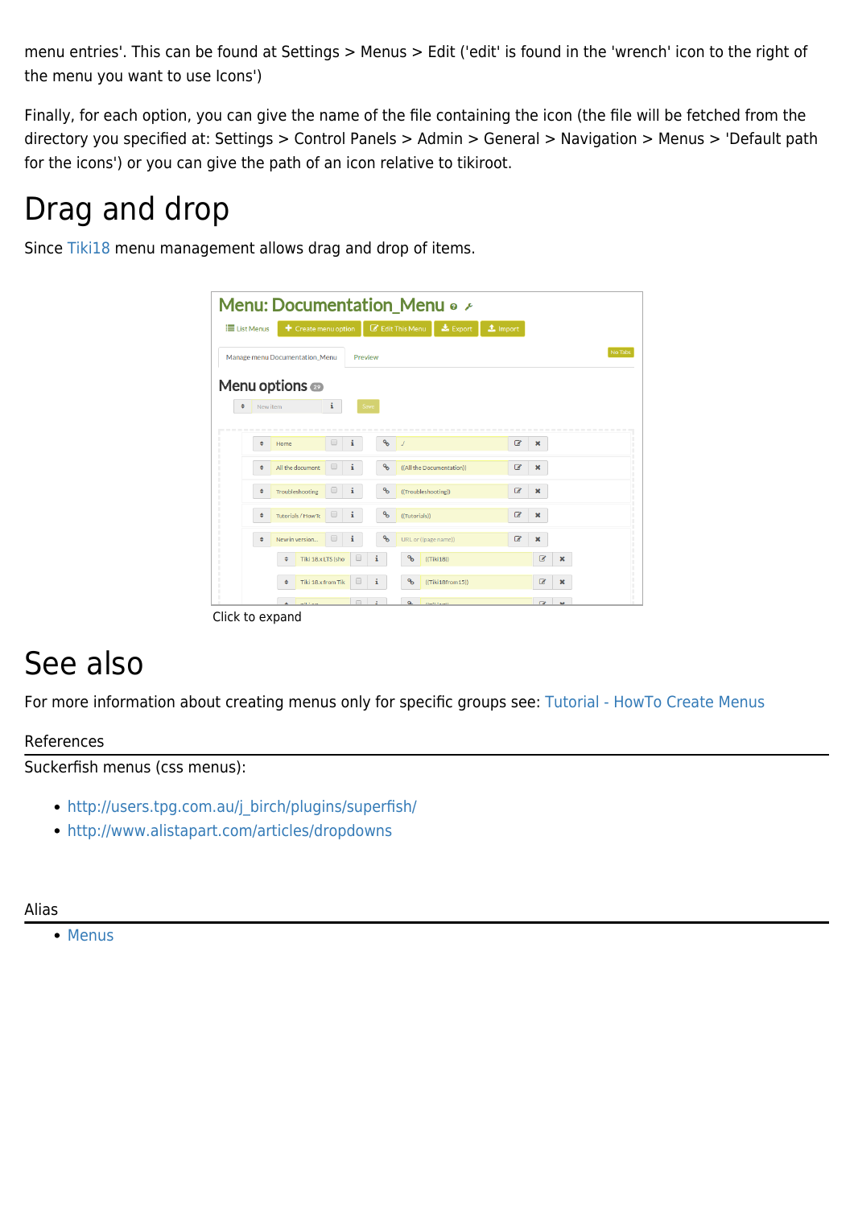menu entries'. This can be found at Settings > Menus > Edit ('edit' is found in the 'wrench' icon to the right of the menu you want to use Icons')

Finally, for each option, you can give the name of the file containing the icon (the file will be fetched from the directory you specified at: Settings > Control Panels > Admin > General > Navigation > Menus > 'Default path for the icons') or you can give the path of an icon relative to tikiroot.

# Drag and drop

Since Tiki18 menu management allows drag and drop of items.

Click to expand

# See also

For more information about creating menus only for specific groups see: Tutorial - HowTo Create Menus

References

Suckerfish menus (css menus):

- http://users.tpg.com.au/j_birch/plugins/superfish/
- http://www.alistapart.com/articles/dropdowns

Alias

- Menus